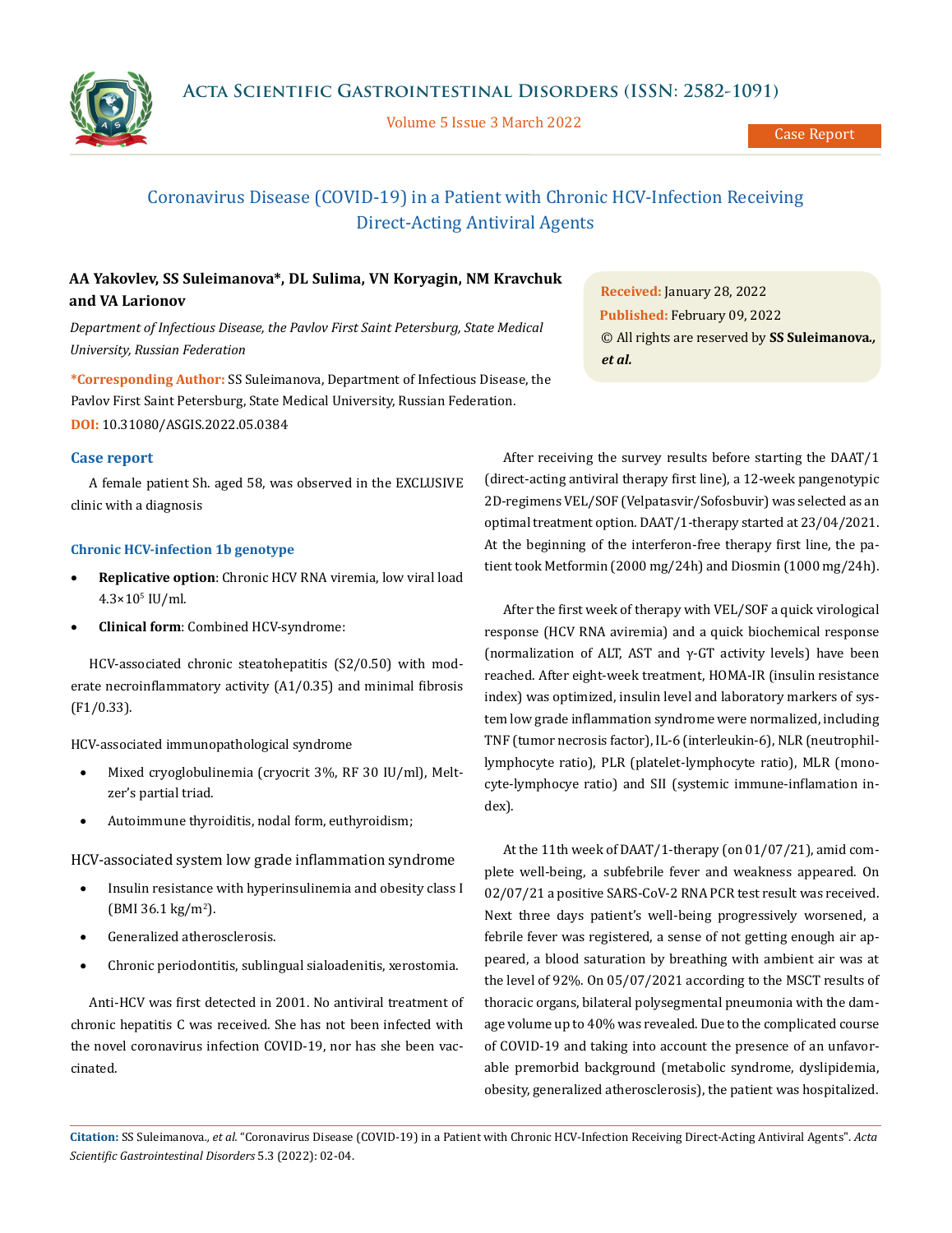# Coronavirus Disease (COVID-19) in a Patient with Chronic HCV-Infection Receiving Direct-Acting Antiviral Agents

**AA Yakovlev, SS Suleimanova*, DL Sulima, VN Koryagin, NM Kravchuk and VA Larionov**

*Department of Infectious Disease, the Pavlov First Saint Petersburg, State Medical University, Russian Federation*

***Corresponding Author:** SS Suleimanova, Department of Infectious Disease, the Pavlov First Saint Petersburg, State Medical University, Russian Federation.

**DOI:** 10.31080/ASGIS.2022.05.0384

**Received:** January 28, 2022

**Published:** February 09, 2022

© All rights are reserved by **SS Suleimanova.,** ***et al.***

## Case report

A female patient Sh. aged 58, was observed in the EXCLUSIVE clinic with a diagnosis

### Chronic HCV-infection 1b genotype

- **Replicative option**: Chronic HCV RNA viremia, low viral load $4.3 \times 10^5$ IU/ml.
- **Clinical form**: Combined HCV-syndrome:

HCV-associated chronic steatohepatitis (S2/0.50) with moderate necroinflammatory activity (A1/0.35) and minimal fibrosis (F1/0.33).

HCV-associated immunopathological syndrome

- Mixed cryoglobulinemia (cryocrit 3%, RF 30 IU/ml), Meltzer's partial triad.
- Autoimmune thyroiditis, nodal form, euthyroidism;

HCV-associated system low grade inflammation syndrome

- Insulin resistance with hyperinsulinemia and obesity class I (BMI 36.1 kg/m$^2$).
- Generalized atherosclerosis.
- Chronic periodontitis, sublingual sialoadenitis, xerostomia.

Anti-HCV was first detected in 2001. No antiviral treatment of chronic hepatitis C was received. She has not been infected with the novel coronavirus infection COVID-19, nor has she been vaccinated.

After receiving the survey results before starting the DAAT/1 (direct-acting antiviral therapy first line), a 12-week pangenotypic 2D-regimens VEL/SOF (Velpatasvir/Sofosbuvir) was selected as an optimal treatment option. DAAT/1-therapy started at 23/04/2021. At the beginning of the interferon-free therapy first line, the patient took Metformin (2000 mg/24h) and Diosmin (1000 mg/24h).

After the first week of therapy with VEL/SOF a quick virological response (HCV RNA aviremia) and a quick biochemical response (normalization of ALT, AST and γ-GT activity levels) have been reached. After eight-week treatment, HOMA-IR (insulin resistance index) was optimized, insulin level and laboratory markers of system low grade inflammation syndrome were normalized, including TNF (tumor necrosis factor), IL-6 (interleukin-6), NLR (neutrophil-lymphocyte ratio), PLR (platelet-lymphocyte ratio), MLR (monocyte-lymphocye ratio) and SII (systemic immune-inflamation index).

At the 11th week of DAAT/1-therapy (on 01/07/21), amid complete well-being, a subfebrile fever and weakness appeared. On 02/07/21 a positive SARS-CoV-2 RNA PCR test result was received. Next three days patient's well-being progressively worsened, a febrile fever was registered, a sense of not getting enough air appeared, a blood saturation by breathing with ambient air was at the level of 92%. On 05/07/2021 according to the MSCT results of thoracic organs, bilateral polysegmental pneumonia with the damage volume up to 40% was revealed. Due to the complicated course of COVID-19 and taking into account the presence of an unfavorable premorbid background (metabolic syndrome, dyslipidemia, obesity, generalized atherosclerosis), the patient was hospitalized.

**Citation:** SS Suleimanova., *et al.* "Coronavirus Disease (COVID-19) in a Patient with Chronic HCV-Infection Receiving Direct-Acting Antiviral Agents". *Acta Scientific Gastrointestinal Disorders* 5.3 (2022): 02-04.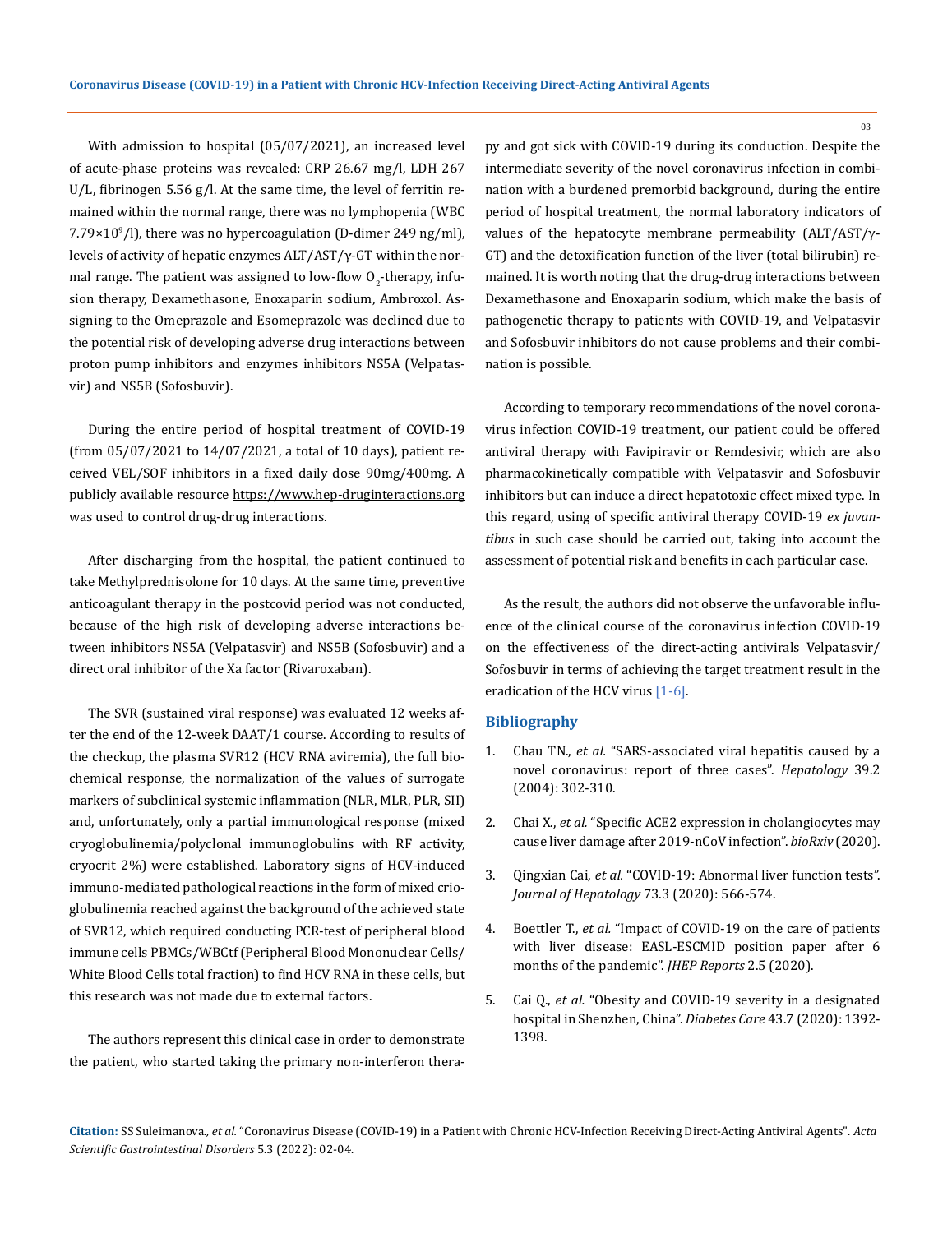With admission to hospital (05/07/2021), an increased level of acute-phase proteins was revealed: CRP 26.67 mg/l, LDH 267 U/L, fibrinogen 5.56 g/l. At the same time, the level of ferritin remained within the normal range, there was no lymphopenia (WBC $7.79\times10^9$/l), there was no hypercoagulation (D-dimer 249 ng/ml), levels of activity of hepatic enzymes ALT/AST/γ-GT within the normal range. The patient was assigned to low-flow $O_2$-therapy, infusion therapy, Dexamethasone, Enoxaparin sodium, Ambroxol. Assigning to the Omeprazole and Esomeprazole was declined due to the potential risk of developing adverse drug interactions between proton pump inhibitors and enzymes inhibitors NS5A (Velpatasvir) and NS5B (Sofosbuvir).

During the entire period of hospital treatment of COVID-19 (from 05/07/2021 to 14/07/2021, a total of 10 days), patient received VEL/SOF inhibitors in a fixed daily dose 90mg/400mg. A publicly available resource https://www.hep-druginteractions.org was used to control drug-drug interactions.

After discharging from the hospital, the patient continued to take Methylprednisolone for 10 days. At the same time, preventive anticoagulant therapy in the postcovid period was not conducted, because of the high risk of developing adverse interactions between inhibitors NS5A (Velpatasvir) and NS5B (Sofosbuvir) and a direct oral inhibitor of the Xa factor (Rivaroxaban).

The SVR (sustained viral response) was evaluated 12 weeks after the end of the 12-week DAAT/1 course. According to results of the checkup, the plasma SVR12 (HCV RNA aviremia), the full biochemical response, the normalization of the values of surrogate markers of subclinical systemic inflammation (NLR, MLR, PLR, SII) and, unfortunately, only a partial immunological response (mixed cryoglobulinemia/polyclonal immunoglobulins with RF activity, cryocrit 2%) were established. Laboratory signs of HCV-induced immuno-mediated pathological reactions in the form of mixed crioglobulinemia reached against the background of the achieved state of SVR12, which required conducting PCR-test of peripheral blood immune cells PBMCs/WBCtf (Peripheral Blood Mononuclear Cells/White Blood Cells total fraction) to find HCV RNA in these cells, but this research was not made due to external factors.

The authors represent this clinical case in order to demonstrate the patient, who started taking the primary non-interferon therapy and got sick with COVID-19 during its conduction. Despite the intermediate severity of the novel coronavirus infection in combination with a burdened premorbid background, during the entire period of hospital treatment, the normal laboratory indicators of values of the hepatocyte membrane permeability (ALT/AST/γ-GT) and the detoxification function of the liver (total bilirubin) remained. It is worth noting that the drug-drug interactions between Dexamethasone and Enoxaparin sodium, which make the basis of pathogenetic therapy to patients with COVID-19, and Velpatasvir and Sofosbuvir inhibitors do not cause problems and their combination is possible.

According to temporary recommendations of the novel coronavirus infection COVID-19 treatment, our patient could be offered antiviral therapy with Favipiravir or Remdesivir, which are also pharmacokinetically compatible with Velpatasvir and Sofosbuvir inhibitors but can induce a direct hepatotoxic effect mixed type. In this regard, using of specific antiviral therapy COVID-19 *ex juvantibus* in such case should be carried out, taking into account the assessment of potential risk and benefits in each particular case.

As the result, the authors did not observe the unfavorable influence of the clinical course of the coronavirus infection COVID-19 on the effectiveness of the direct-acting antivirals Velpatasvir/Sofosbuvir in terms of achieving the target treatment result in the eradication of the HCV virus [1-6].

## Bibliography

1. Chau TN., *et al.* "SARS-associated viral hepatitis caused by a novel coronavirus: report of three cases". *Hepatology* 39.2 (2004): 302-310.
2. Chai X., *et al.* "Specific ACE2 expression in cholangiocytes may cause liver damage after 2019-nCoV infection". *bioRxiv* (2020).
3. Qingxian Cai, *et al.* "COVID-19: Abnormal liver function tests". *Journal of Hepatology* 73.3 (2020): 566-574.
4. Boettler T., *et al.* "Impact of COVID-19 on the care of patients with liver disease: EASL-ESCMID position paper after 6 months of the pandemic". *JHEP Reports* 2.5 (2020).
5. Cai Q., *et al.* "Obesity and COVID-19 severity in a designated hospital in Shenzhen, China". *Diabetes Care* 43.7 (2020): 1392-1398.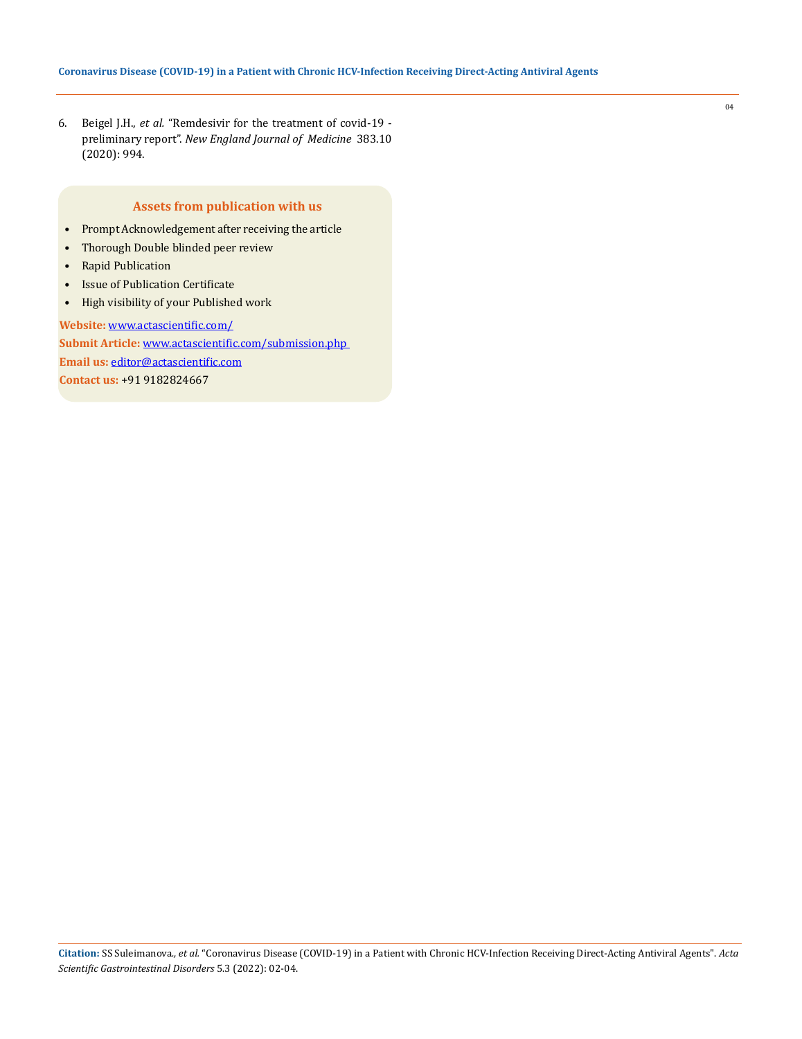6. Beigel J.H., *et al.* “Remdesivir for the treatment of covid-19 - preliminary report”. *New England Journal of Medicine* 383.10 (2020): 994.

### Assets from publication with us

- Prompt Acknowledgement after receiving the article
- Thorough Double blinded peer review
- Rapid Publication
- Issue of Publication Certificate
- High visibility of your Published work

**Website:** www.actascientific.com/

**Submit Article:** www.actascientific.com/submission.php

**Email us:** editor@actascientific.com

**Contact us:** +91 9182824667